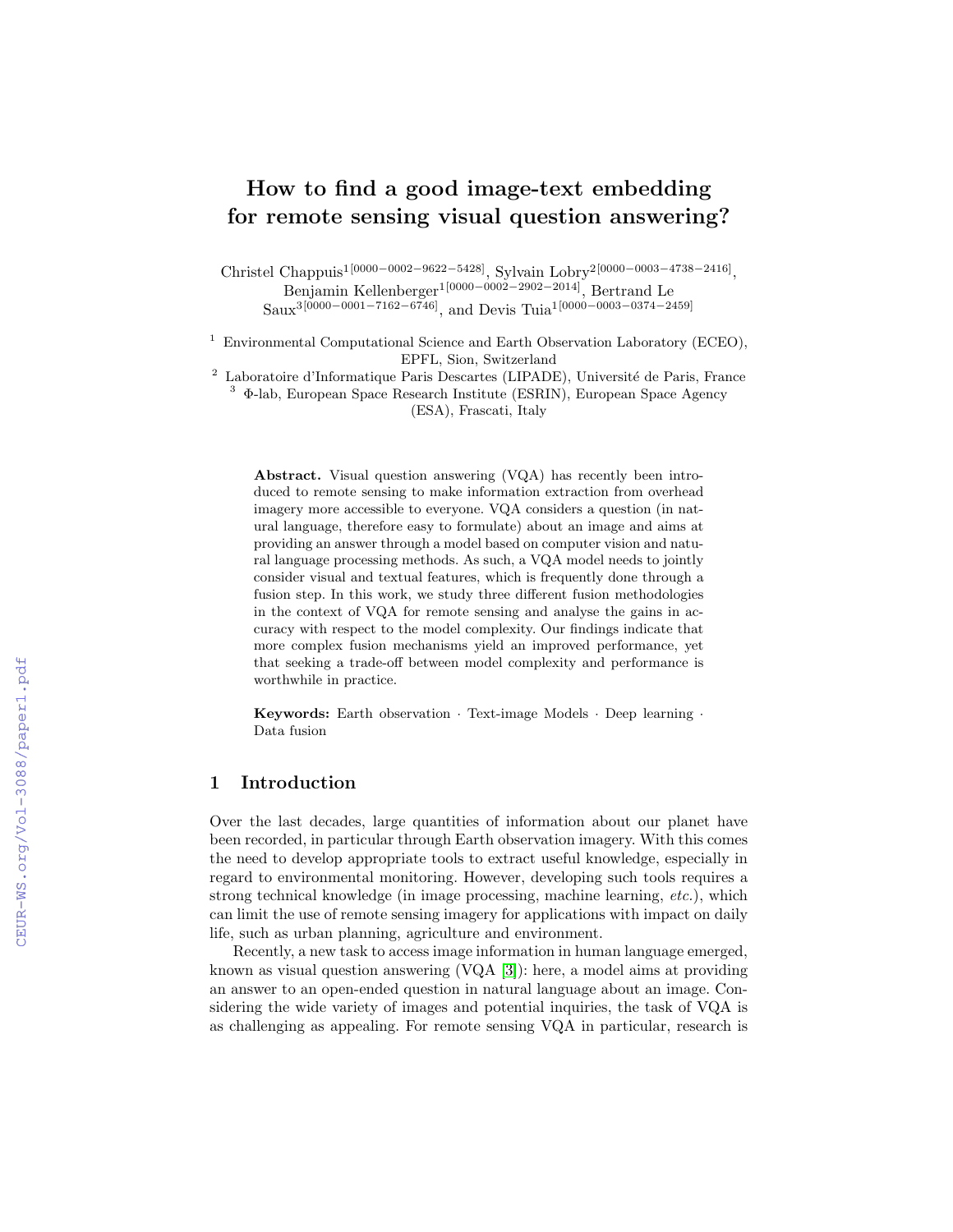# How to find a good image-text embedding for remote sensing visual question answering?

Christel Chappuis[1[0000−0002−9622−5428]], Sylvain Lobry[2[0000−0003−4738−2416]], Benjamin Kellenberger[1[0000−0002−2902−2014]], Bertrand Le Saux[3[0000−0001−7162−6746]], and Devis Tuia[1[0000−0003−0374−2459]]

[1] Environmental Computational Science and Earth Observation Laboratory (ECEO), EPFL, Sion, Switzerland

[2] Laboratoire d'Informatique Paris Descartes (LIPADE), Université de Paris, France

[3] Φ-lab, European Space Research Institute (ESRIN), European Space Agency (ESA), Frascati, Italy

**Abstract.** Visual question answering (VQA) has recently been introduced to remote sensing to make information extraction from overhead imagery more accessible to everyone. VQA considers a question (in natural language, therefore easy to formulate) about an image and aims at providing an answer through a model based on computer vision and natural language processing methods. As such, a VQA model needs to jointly consider visual and textual features, which is frequently done through a fusion step. In this work, we study three different fusion methodologies in the context of VQA for remote sensing and analyse the gains in accuracy with respect to the model complexity. Our findings indicate that more complex fusion mechanisms yield an improved performance, yet that seeking a trade-off between model complexity and performance is worthwhile in practice.

**Keywords:** Earth observation · Text-image Models · Deep learning · Data fusion

## 1 Introduction

Over the last decades, large quantities of information about our planet have been recorded, in particular through Earth observation imagery. With this comes the need to develop appropriate tools to extract useful knowledge, especially in regard to environmental monitoring. However, developing such tools requires a strong technical knowledge (in image processing, machine learning, *etc.*), which can limit the use of remote sensing imagery for applications with impact on daily life, such as urban planning, agriculture and environment.

Recently, a new task to access image information in human language emerged, known as visual question answering (VQA [3]): here, a model aims at providing an answer to an open-ended question in natural language about an image. Considering the wide variety of images and potential inquiries, the task of VQA is as challenging as appealing. For remote sensing VQA in particular, research is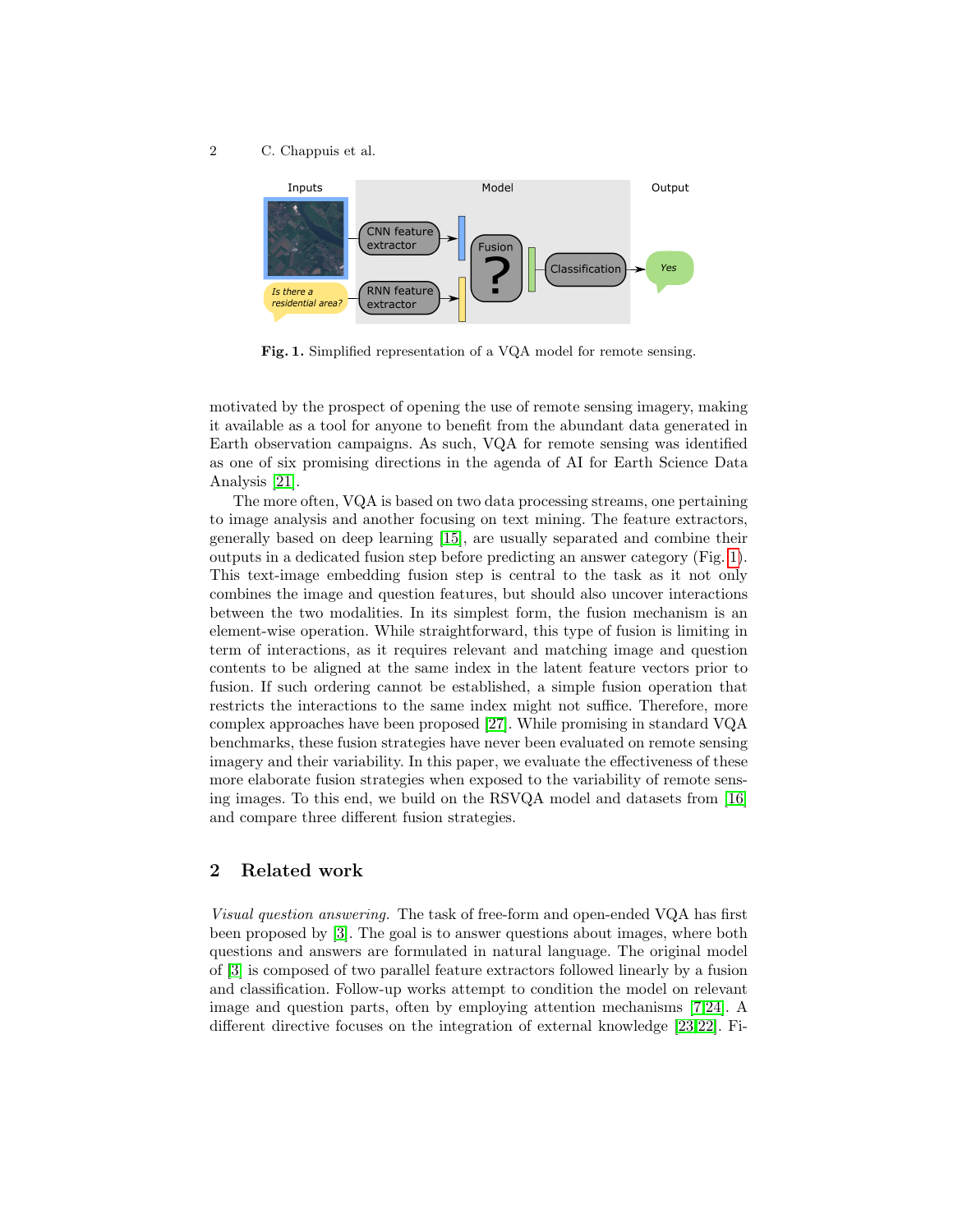Fig. 1. Simplified representation of a VQA model for remote sensing.

motivated by the prospect of opening the use of remote sensing imagery, making it available as a tool for anyone to benefit from the abundant data generated in Earth observation campaigns. As such, VQA for remote sensing was identified as one of six promising directions in the agenda of AI for Earth Science Data Analysis [21].

The more often, VQA is based on two data processing streams, one pertaining to image analysis and another focusing on text mining. The feature extractors, generally based on deep learning [15], are usually separated and combine their outputs in a dedicated fusion step before predicting an answer category (Fig. 1). This text-image embedding fusion step is central to the task as it not only combines the image and question features, but should also uncover interactions between the two modalities. In its simplest form, the fusion mechanism is an element-wise operation. While straightforward, this type of fusion is limiting in term of interactions, as it requires relevant and matching image and question contents to be aligned at the same index in the latent feature vectors prior to fusion. If such ordering cannot be established, a simple fusion operation that restricts the interactions to the same index might not suffice. Therefore, more complex approaches have been proposed [27]. While promising in standard VQA benchmarks, these fusion strategies have never been evaluated on remote sensing imagery and their variability. In this paper, we evaluate the effectiveness of these more elaborate fusion strategies when exposed to the variability of remote sensing images. To this end, we build on the RSVQA model and datasets from [16] and compare three different fusion strategies.

## 2 Related work

*Visual question answering.* The task of free-form and open-ended VQA has first been proposed by [3]. The goal is to answer questions about images, where both questions and answers are formulated in natural language. The original model of [3] is composed of two parallel feature extractors followed linearly by a fusion and classification. Follow-up works attempt to condition the model on relevant image and question parts, often by employing attention mechanisms [7,24]. A different directive focuses on the integration of external knowledge [23,22]. Fi-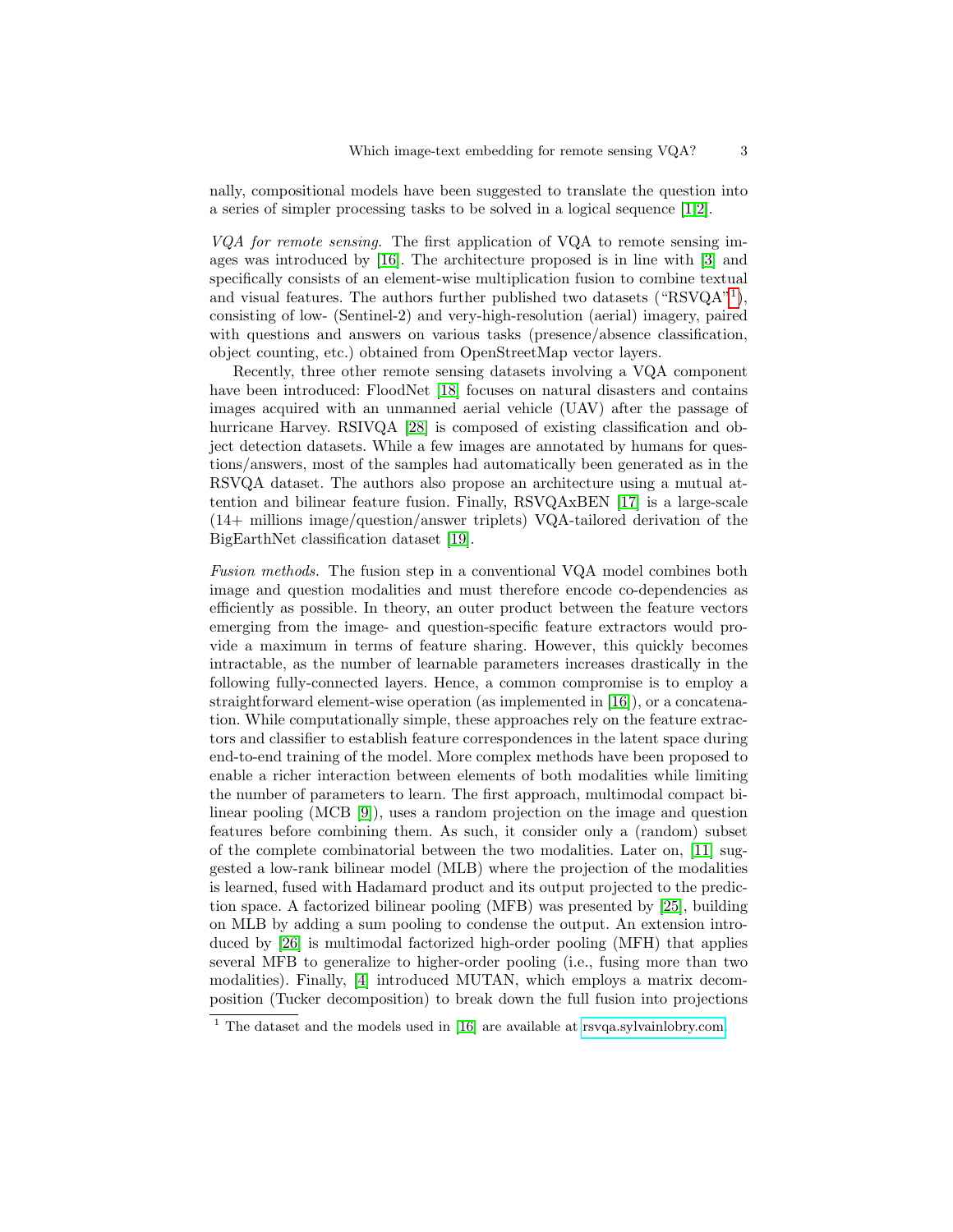nally, compositional models have been suggested to translate the question into a series of simpler processing tasks to be solved in a logical sequence [1,2].

*VQA for remote sensing.* The first application of VQA to remote sensing images was introduced by [16]. The architecture proposed is in line with [3] and specifically consists of an element-wise multiplication fusion to combine textual and visual features. The authors further published two datasets ("RSVQA"[1]), consisting of low- (Sentinel-2) and very-high-resolution (aerial) imagery, paired with questions and answers on various tasks (presence/absence classification, object counting, etc.) obtained from OpenStreetMap vector layers.

Recently, three other remote sensing datasets involving a VQA component have been introduced: FloodNet [18] focuses on natural disasters and contains images acquired with an unmanned aerial vehicle (UAV) after the passage of hurricane Harvey. RSIVQA [28] is composed of existing classification and object detection datasets. While a few images are annotated by humans for questions/answers, most of the samples had automatically been generated as in the RSVQA dataset. The authors also propose an architecture using a mutual attention and bilinear feature fusion. Finally, RSVQAxBEN [17] is a large-scale (14+ millions image/question/answer triplets) VQA-tailored derivation of the BigEarthNet classification dataset [19].

*Fusion methods.* The fusion step in a conventional VQA model combines both image and question modalities and must therefore encode co-dependencies as efficiently as possible. In theory, an outer product between the feature vectors emerging from the image- and question-specific feature extractors would provide a maximum in terms of feature sharing. However, this quickly becomes intractable, as the number of learnable parameters increases drastically in the following fully-connected layers. Hence, a common compromise is to employ a straightforward element-wise operation (as implemented in [16]), or a concatenation. While computationally simple, these approaches rely on the feature extractors and classifier to establish feature correspondences in the latent space during end-to-end training of the model. More complex methods have been proposed to enable a richer interaction between elements of both modalities while limiting the number of parameters to learn. The first approach, multimodal compact bilinear pooling (MCB [9]), uses a random projection on the image and question features before combining them. As such, it consider only a (random) subset of the complete combinatorial between the two modalities. Later on, [11] suggested a low-rank bilinear model (MLB) where the projection of the modalities is learned, fused with Hadamard product and its output projected to the prediction space. A factorized bilinear pooling (MFB) was presented by [25], building on MLB by adding a sum pooling to condense the output. An extension introduced by [26] is multimodal factorized high-order pooling (MFH) that applies several MFB to generalize to higher-order pooling (i.e., fusing more than two modalities). Finally, [4] introduced MUTAN, which employs a matrix decomposition (Tucker decomposition) to break down the full fusion into projections

[1] The dataset and the models used in [16] are available at rsvqa.sylvainlobry.com.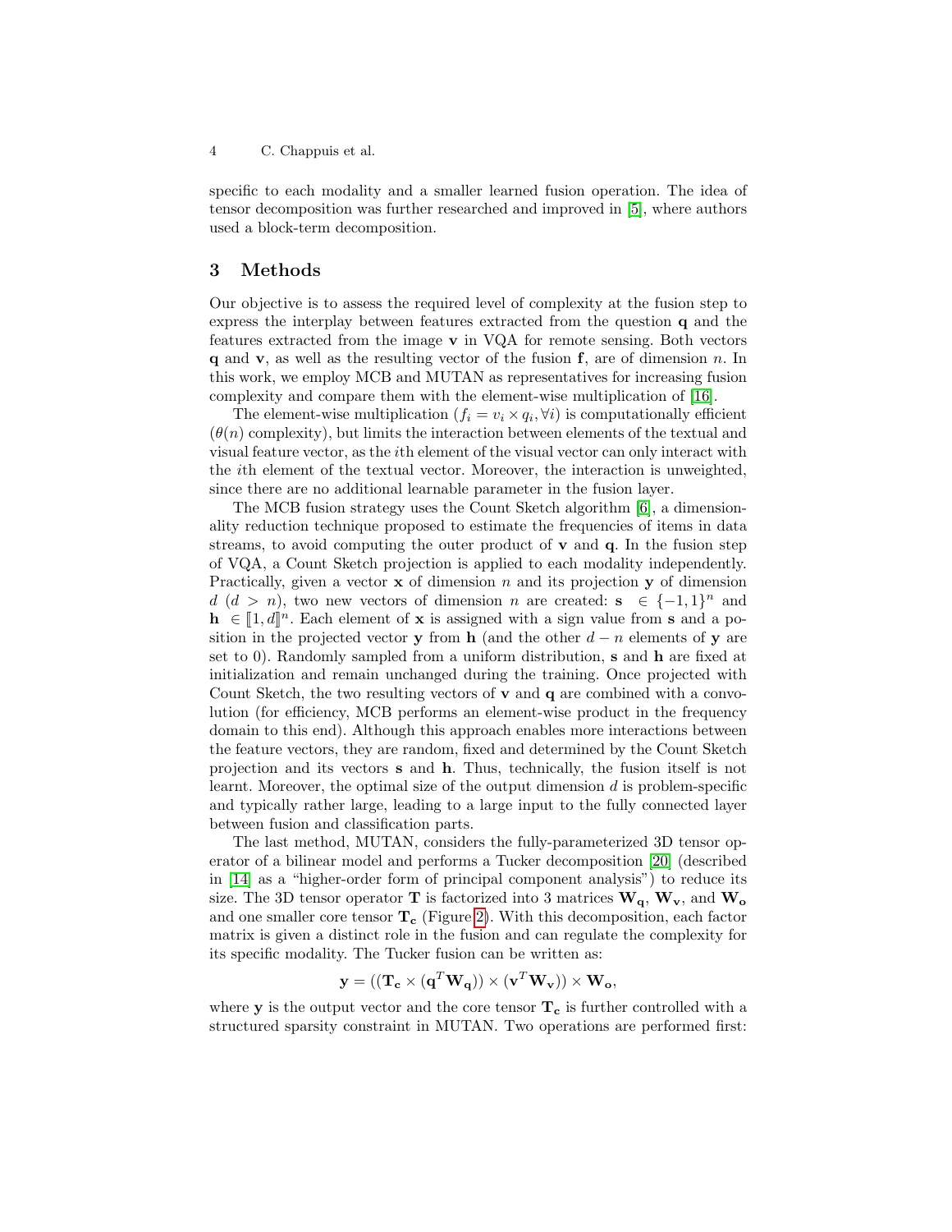specific to each modality and a smaller learned fusion operation. The idea of tensor decomposition was further researched and improved in [5], where authors used a block-term decomposition.

## 3 Methods

Our objective is to assess the required level of complexity at the fusion step to express the interplay between features extracted from the question $\mathbf{q}$ and the features extracted from the image $\mathbf{v}$ in VQA for remote sensing. Both vectors $\mathbf{q}$ and $\mathbf{v}$, as well as the resulting vector of the fusion $\mathbf{f}$, are of dimension $n$. In this work, we employ MCB and MUTAN as representatives for increasing fusion complexity and compare them with the element-wise multiplication of [16].

The element-wise multiplication ($f_i = v_i \times q_i, \forall i$) is computationally efficient ($\theta(n)$ complexity), but limits the interaction between elements of the textual and visual feature vector, as the $i$th element of the visual vector can only interact with the $i$th element of the textual vector. Moreover, the interaction is unweighted, since there are no additional learnable parameter in the fusion layer.

The MCB fusion strategy uses the Count Sketch algorithm [6], a dimensionality reduction technique proposed to estimate the frequencies of items in data streams, to avoid computing the outer product of $\mathbf{v}$ and $\mathbf{q}$. In the fusion step of VQA, a Count Sketch projection is applied to each modality independently. Practically, given a vector $\mathbf{x}$ of dimension $n$ and its projection $\mathbf{y}$ of dimension $d$ ($d > n$), two new vectors of dimension $n$ are created: $\mathbf{s} \in \{-1, 1\}^n$ and $\mathbf{h} \in [\![1, d]\!]^n$. Each element of $\mathbf{x}$ is assigned with a sign value from $\mathbf{s}$ and a position in the projected vector $\mathbf{y}$ from $\mathbf{h}$ (and the other $d - n$ elements of $\mathbf{y}$ are set to 0). Randomly sampled from a uniform distribution, $\mathbf{s}$ and $\mathbf{h}$ are fixed at initialization and remain unchanged during the training. Once projected with Count Sketch, the two resulting vectors of $\mathbf{v}$ and $\mathbf{q}$ are combined with a convolution (for efficiency, MCB performs an element-wise product in the frequency domain to this end). Although this approach enables more interactions between the feature vectors, they are random, fixed and determined by the Count Sketch projection and its vectors $\mathbf{s}$ and $\mathbf{h}$. Thus, technically, the fusion itself is not learnt. Moreover, the optimal size of the output dimension $d$ is problem-specific and typically rather large, leading to a large input to the fully connected layer between fusion and classification parts.

The last method, MUTAN, considers the fully-parameterized 3D tensor operator of a bilinear model and performs a Tucker decomposition [20] (described in [14] as a "higher-order form of principal component analysis") to reduce its size. The 3D tensor operator $\mathbf{T}$ is factorized into 3 matrices $\mathbf{W_q}$, $\mathbf{W_v}$, and $\mathbf{W_o}$ and one smaller core tensor $\mathbf{T_c}$ (Figure 2). With this decomposition, each factor matrix is given a distinct role in the fusion and can regulate the complexity for its specific modality. The Tucker fusion can be written as:

$$\mathbf{y} = ((\mathbf{T_c} \times (\mathbf{q}^T \mathbf{W_q})) \times (\mathbf{v}^T \mathbf{W_v})) \times \mathbf{W_o},$$

where $\mathbf{y}$ is the output vector and the core tensor $\mathbf{T_c}$ is further controlled with a structured sparsity constraint in MUTAN. Two operations are performed first: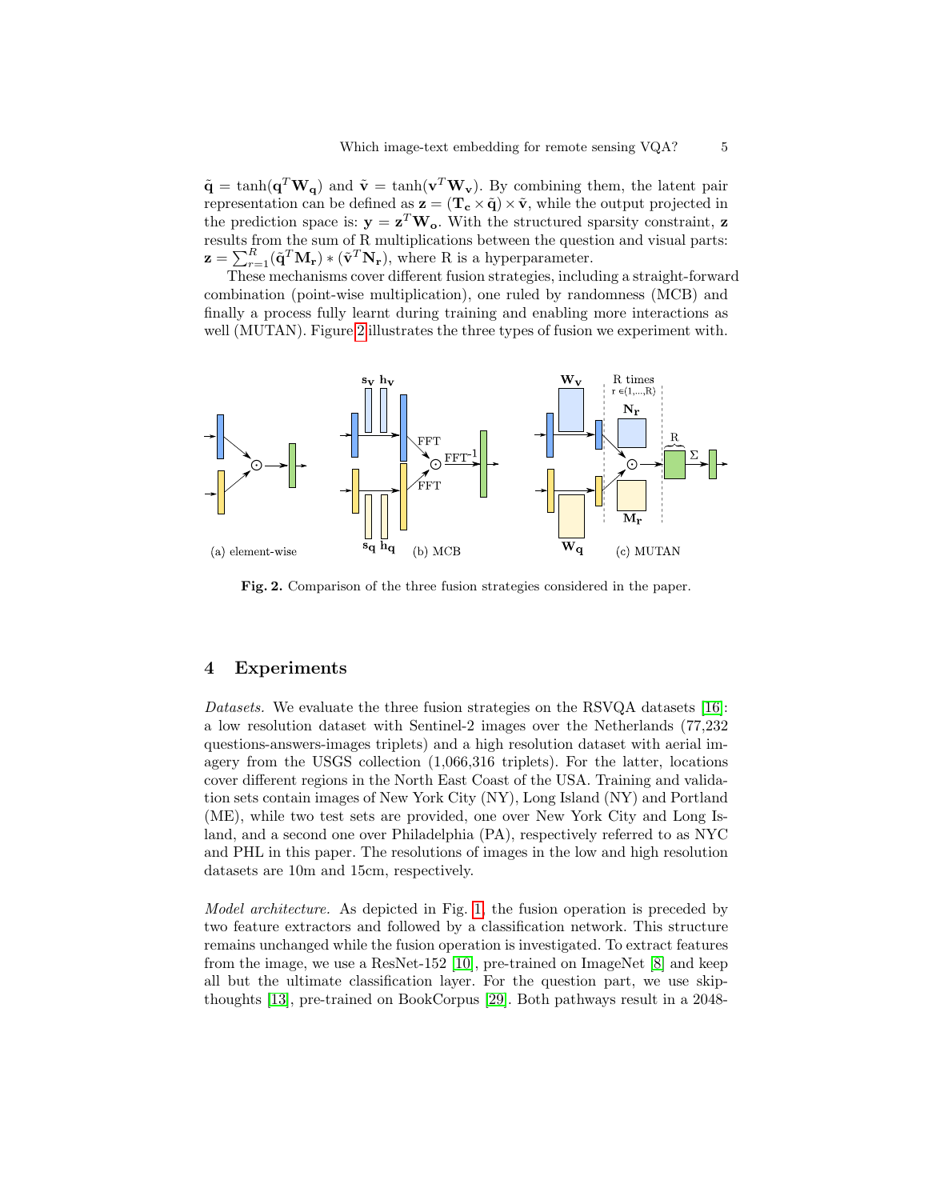$\tilde{\mathbf{q}} = \tanh(\mathbf{q}^T\mathbf{W_q})$ and $\tilde{\mathbf{v}} = \tanh(\mathbf{v}^T\mathbf{W_v})$. By combining them, the latent pair representation can be defined as $\mathbf{z} = (\mathbf{T_c} \times \tilde{\mathbf{q}}) \times \tilde{\mathbf{v}}$, while the output projected in the prediction space is: $\mathbf{y} = \mathbf{z}^T\mathbf{W_o}$. With the structured sparsity constraint, $\mathbf{z}$ results from the sum of R multiplications between the question and visual parts: $\mathbf{z} = \sum_{r=1}^{R}(\tilde{\mathbf{q}}^T\mathbf{M_r}) * (\tilde{\mathbf{v}}^T\mathbf{N_r})$, where R is a hyperparameter.

These mechanisms cover different fusion strategies, including a straight-forward combination (point-wise multiplication), one ruled by randomness (MCB) and finally a process fully learnt during training and enabling more interactions as well (MUTAN). Figure 2 illustrates the three types of fusion we experiment with.

(a) element-wise (b) MCB (c) MUTAN

**Fig. 2.** Comparison of the three fusion strategies considered in the paper.

## 4 Experiments

*Datasets.* We evaluate the three fusion strategies on the RSVQA datasets [16]: a low resolution dataset with Sentinel-2 images over the Netherlands (77,232 questions-answers-images triplets) and a high resolution dataset with aerial imagery from the USGS collection (1,066,316 triplets). For the latter, locations cover different regions in the North East Coast of the USA. Training and validation sets contain images of New York City (NY), Long Island (NY) and Portland (ME), while two test sets are provided, one over New York City and Long Island, and a second one over Philadelphia (PA), respectively referred to as NYC and PHL in this paper. The resolutions of images in the low and high resolution datasets are 10m and 15cm, respectively.

*Model architecture.* As depicted in Fig. 1, the fusion operation is preceded by two feature extractors and followed by a classification network. This structure remains unchanged while the fusion operation is investigated. To extract features from the image, we use a ResNet-152 [10], pre-trained on ImageNet [8] and keep all but the ultimate classification layer. For the question part, we use skip-thoughts [13], pre-trained on BookCorpus [29]. Both pathways result in a 2048-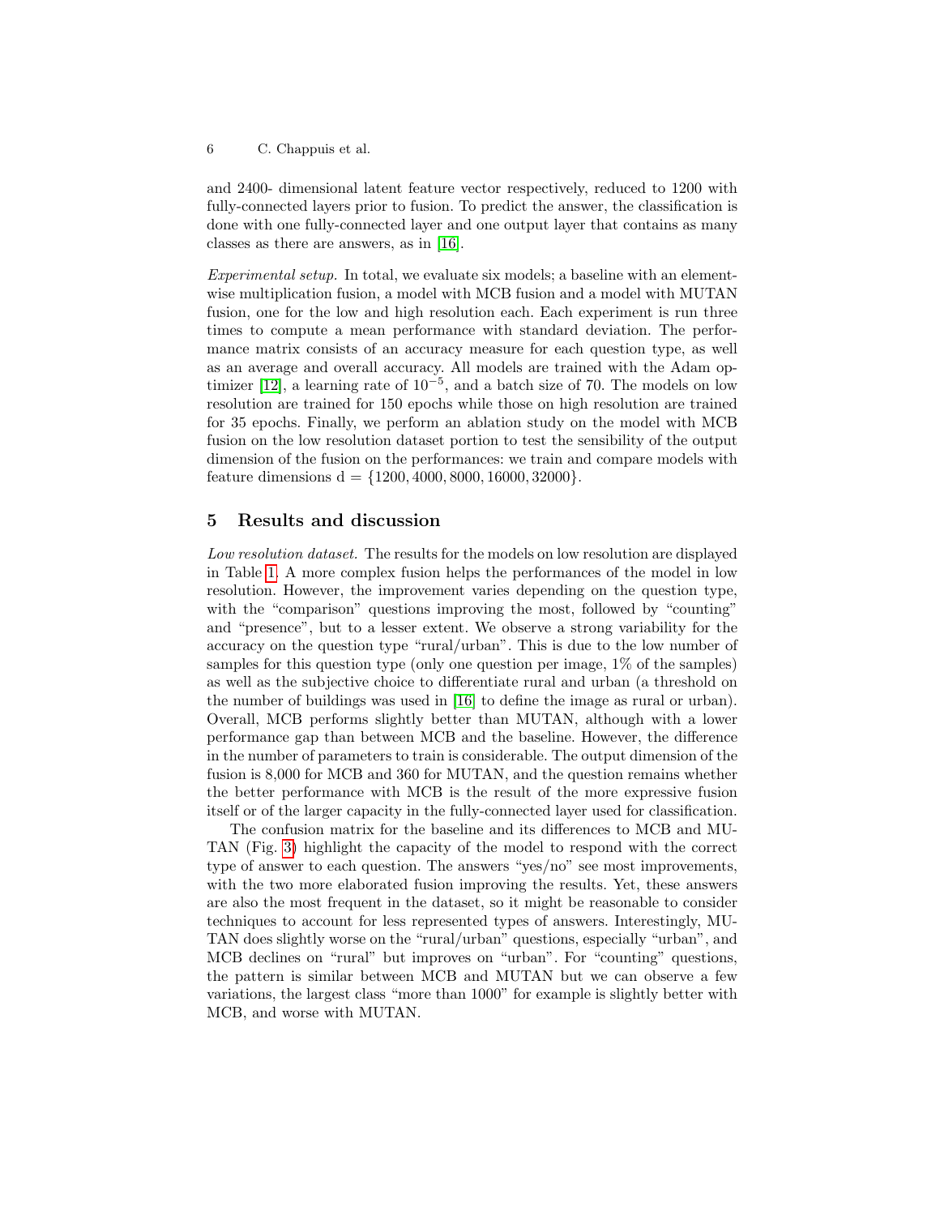and 2400- dimensional latent feature vector respectively, reduced to 1200 with fully-connected layers prior to fusion. To predict the answer, the classification is done with one fully-connected layer and one output layer that contains as many classes as there are answers, as in [16].

*Experimental setup.* In total, we evaluate six models; a baseline with an element-wise multiplication fusion, a model with MCB fusion and a model with MUTAN fusion, one for the low and high resolution each. Each experiment is run three times to compute a mean performance with standard deviation. The performance matrix consists of an accuracy measure for each question type, as well as an average and overall accuracy. All models are trained with the Adam optimizer [12], a learning rate of $10^{-5}$, and a batch size of 70. The models on low resolution are trained for 150 epochs while those on high resolution are trained for 35 epochs. Finally, we perform an ablation study on the model with MCB fusion on the low resolution dataset portion to test the sensibility of the output dimension of the fusion on the performances: we train and compare models with feature dimensions d = $\{1200, 4000, 8000, 16000, 32000\}$.

## 5 Results and discussion

*Low resolution dataset.* The results for the models on low resolution are displayed in Table 1. A more complex fusion helps the performances of the model in low resolution. However, the improvement varies depending on the question type, with the "comparison" questions improving the most, followed by "counting" and "presence", but to a lesser extent. We observe a strong variability for the accuracy on the question type "rural/urban". This is due to the low number of samples for this question type (only one question per image, 1% of the samples) as well as the subjective choice to differentiate rural and urban (a threshold on the number of buildings was used in [16] to define the image as rural or urban). Overall, MCB performs slightly better than MUTAN, although with a lower performance gap than between MCB and the baseline. However, the difference in the number of parameters to train is considerable. The output dimension of the fusion is 8,000 for MCB and 360 for MUTAN, and the question remains whether the better performance with MCB is the result of the more expressive fusion itself or of the larger capacity in the fully-connected layer used for classification.

The confusion matrix for the baseline and its differences to MCB and MUTAN (Fig. 3) highlight the capacity of the model to respond with the correct type of answer to each question. The answers "yes/no" see most improvements, with the two more elaborated fusion improving the results. Yet, these answers are also the most frequent in the dataset, so it might be reasonable to consider techniques to account for less represented types of answers. Interestingly, MUTAN does slightly worse on the "rural/urban" questions, especially "urban", and MCB declines on "rural" but improves on "urban". For "counting" questions, the pattern is similar between MCB and MUTAN but we can observe a few variations, the largest class "more than 1000" for example is slightly better with MCB, and worse with MUTAN.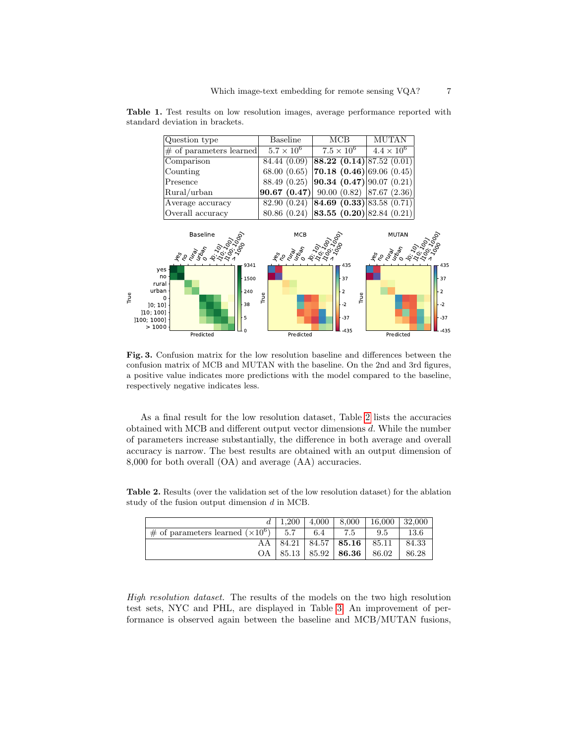**Table 1.** Test results on low resolution images, average performance reported with standard deviation in brackets.

| Question type | Baseline | MCB | MUTAN |
| --- | --- | --- | --- |
| # of parameters learned | $5.7 \times 10^6$ | $7.5 \times 10^6$ | $4.4 \times 10^6$ |
| Comparison | 84.44 (0.09) | **88.22 (0.14)** | 87.52 (0.01) |
| Counting | 68.00 (0.65) | **70.18 (0.46)** | 69.06 (0.45) |
| Presence | 88.49 (0.25) | **90.34 (0.47)** | 90.07 (0.21) |
| Rural/urban | **90.67 (0.47)** | 90.00 (0.82) | 87.67 (2.36) |
| Average accuracy | 82.90 (0.24) | **84.69 (0.33)** | 83.58 (0.71) |
| Overall accuracy | 80.86 (0.24) | **83.55 (0.20)** | 82.84 (0.21) |

**Fig. 3.** Confusion matrix for the low resolution baseline and differences between the confusion matrix of MCB and MUTAN with the baseline. On the 2nd and 3rd figures, a positive value indicates more predictions with the model compared to the baseline, respectively negative indicates less.

As a final result for the low resolution dataset, Table 2 lists the accuracies obtained with MCB and different output vector dimensions $d$. While the number of parameters increase substantially, the difference in both average and overall accuracy is narrow. The best results are obtained with an output dimension of 8,000 for both overall (OA) and average (AA) accuracies.

**Table 2.** Results (over the validation set of the low resolution dataset) for the ablation study of the fusion output dimension $d$ in MCB.

| $d$ | 1,200 | 4,000 | 8,000 | 16,000 | 32,000 |
| --- | --- | --- | --- | --- | --- |
| # of parameters learned ($\times 10^6$) | 5.7 | 6.4 | 7.5 | 9.5 | 13.6 |
| AA | 84.21 | 84.57 | **85.16** | 85.11 | 84.33 |
| OA | 85.13 | 85.92 | **86.36** | 86.02 | 86.28 |

*High resolution dataset.* The results of the models on the two high resolution test sets, NYC and PHL, are displayed in Table 3. An improvement of performance is observed again between the baseline and MCB/MUTAN fusions,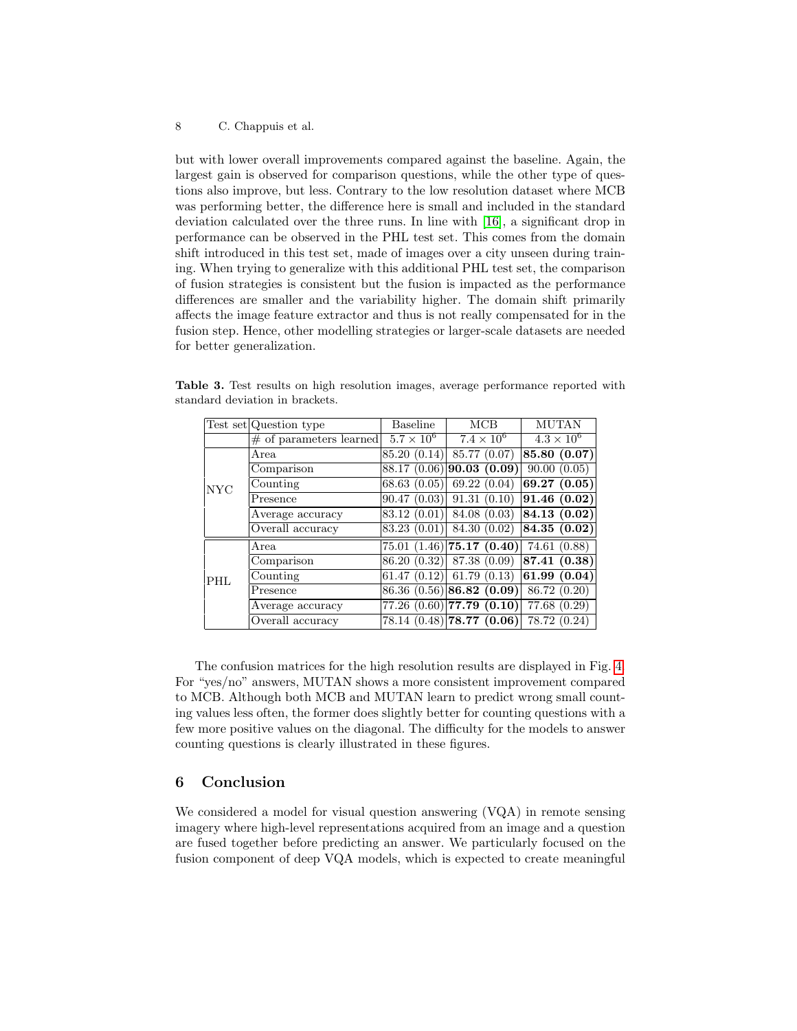but with lower overall improvements compared against the baseline. Again, the largest gain is observed for comparison questions, while the other type of questions also improve, but less. Contrary to the low resolution dataset where MCB was performing better, the difference here is small and included in the standard deviation calculated over the three runs. In line with [16], a significant drop in performance can be observed in the PHL test set. This comes from the domain shift introduced in this test set, made of images over a city unseen during training. When trying to generalize with this additional PHL test set, the comparison of fusion strategies is consistent but the fusion is impacted as the performance differences are smaller and the variability higher. The domain shift primarily affects the image feature extractor and thus is not really compensated for in the fusion step. Hence, other modelling strategies or larger-scale datasets are needed for better generalization.

**Table 3.** Test results on high resolution images, average performance reported with standard deviation in brackets.

| Test set | Question type | Baseline | MCB | MUTAN |
|---|---|---|---|---|
| | # of parameters learned | $5.7 \times 10^6$ | $7.4 \times 10^6$ | $4.3 \times 10^6$ |
| NYC | Area | 85.20 (0.14) | 85.77 (0.07) | **85.80 (0.07)** |
| | Comparison | 88.17 (0.06) | **90.03 (0.09)** | 90.00 (0.05) |
| | Counting | 68.63 (0.05) | 69.22 (0.04) | **69.27 (0.05)** |
| | Presence | 90.47 (0.03) | 91.31 (0.10) | **91.46 (0.02)** |
| | Average accuracy | 83.12 (0.01) | 84.08 (0.03) | **84.13 (0.02)** |
| | Overall accuracy | 83.23 (0.01) | 84.30 (0.02) | **84.35 (0.02)** |
| PHL | Area | 75.01 (1.46) | **75.17 (0.40)** | 74.61 (0.88) |
| | Comparison | 86.20 (0.32) | 87.38 (0.09) | **87.41 (0.38)** |
| | Counting | 61.47 (0.12) | 61.79 (0.13) | **61.99 (0.04)** |
| | Presence | 86.36 (0.56) | **86.82 (0.09)** | 86.72 (0.20) |
| | Average accuracy | 77.26 (0.60) | **77.79 (0.10)** | 77.68 (0.29) |
| | Overall accuracy | 78.14 (0.48) | **78.77 (0.06)** | 78.72 (0.24) |

The confusion matrices for the high resolution results are displayed in Fig. 4. For "yes/no" answers, MUTAN shows a more consistent improvement compared to MCB. Although both MCB and MUTAN learn to predict wrong small counting values less often, the former does slightly better for counting questions with a few more positive values on the diagonal. The difficulty for the models to answer counting questions is clearly illustrated in these figures.

## 6 Conclusion

We considered a model for visual question answering (VQA) in remote sensing imagery where high-level representations acquired from an image and a question are fused together before predicting an answer. We particularly focused on the fusion component of deep VQA models, which is expected to create meaningful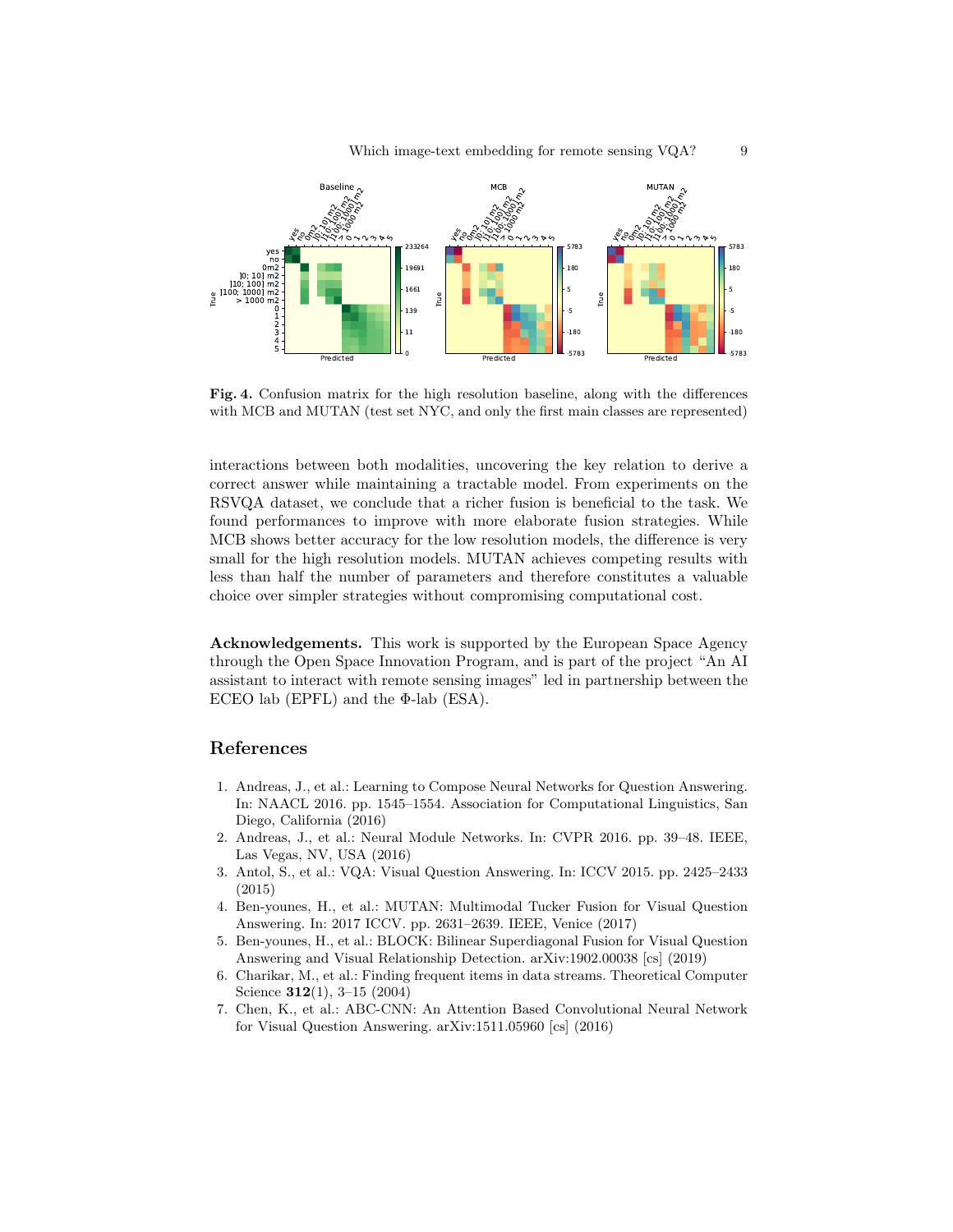**Fig. 4.** Confusion matrix for the high resolution baseline, along with the differences with MCB and MUTAN (test set NYC, and only the first main classes are represented)

interactions between both modalities, uncovering the key relation to derive a correct answer while maintaining a tractable model. From experiments on the RSVQA dataset, we conclude that a richer fusion is beneficial to the task. We found performances to improve with more elaborate fusion strategies. While MCB shows better accuracy for the low resolution models, the difference is very small for the high resolution models. MUTAN achieves competing results with less than half the number of parameters and therefore constitutes a valuable choice over simpler strategies without compromising computational cost.

**Acknowledgements.** This work is supported by the European Space Agency through the Open Space Innovation Program, and is part of the project "An AI assistant to interact with remote sensing images" led in partnership between the ECEO lab (EPFL) and the Φ-lab (ESA).

## References

1. Andreas, J., et al.: Learning to Compose Neural Networks for Question Answering. In: NAACL 2016. pp. 1545–1554. Association for Computational Linguistics, San Diego, California (2016)
2. Andreas, J., et al.: Neural Module Networks. In: CVPR 2016. pp. 39–48. IEEE, Las Vegas, NV, USA (2016)
3. Antol, S., et al.: VQA: Visual Question Answering. In: ICCV 2015. pp. 2425–2433 (2015)
4. Ben-younes, H., et al.: MUTAN: Multimodal Tucker Fusion for Visual Question Answering. In: 2017 ICCV. pp. 2631–2639. IEEE, Venice (2017)
5. Ben-younes, H., et al.: BLOCK: Bilinear Superdiagonal Fusion for Visual Question Answering and Visual Relationship Detection. arXiv:1902.00038 [cs] (2019)
6. Charikar, M., et al.: Finding frequent items in data streams. Theoretical Computer Science **312**(1), 3–15 (2004)
7. Chen, K., et al.: ABC-CNN: An Attention Based Convolutional Neural Network for Visual Question Answering. arXiv:1511.05960 [cs] (2016)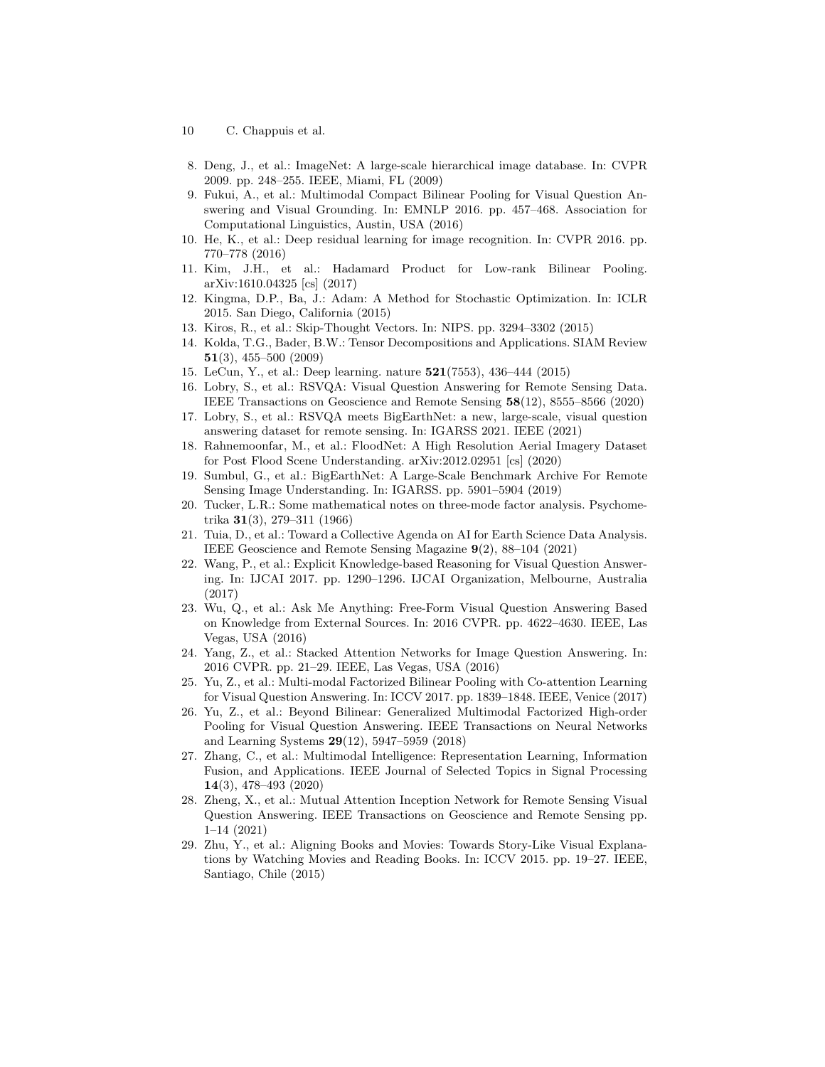8. Deng, J., et al.: ImageNet: A large-scale hierarchical image database. In: CVPR 2009. pp. 248–255. IEEE, Miami, FL (2009)
9. Fukui, A., et al.: Multimodal Compact Bilinear Pooling for Visual Question Answering and Visual Grounding. In: EMNLP 2016. pp. 457–468. Association for Computational Linguistics, Austin, USA (2016)
10. He, K., et al.: Deep residual learning for image recognition. In: CVPR 2016. pp. 770–778 (2016)
11. Kim, J.H., et al.: Hadamard Product for Low-rank Bilinear Pooling. arXiv:1610.04325 [cs] (2017)
12. Kingma, D.P., Ba, J.: Adam: A Method for Stochastic Optimization. In: ICLR 2015. San Diego, California (2015)
13. Kiros, R., et al.: Skip-Thought Vectors. In: NIPS. pp. 3294–3302 (2015)
14. Kolda, T.G., Bader, B.W.: Tensor Decompositions and Applications. SIAM Review **51**(3), 455–500 (2009)
15. LeCun, Y., et al.: Deep learning. nature **521**(7553), 436–444 (2015)
16. Lobry, S., et al.: RSVQA: Visual Question Answering for Remote Sensing Data. IEEE Transactions on Geoscience and Remote Sensing **58**(12), 8555–8566 (2020)
17. Lobry, S., et al.: RSVQA meets BigEarthNet: a new, large-scale, visual question answering dataset for remote sensing. In: IGARSS 2021. IEEE (2021)
18. Rahnemoonfar, M., et al.: FloodNet: A High Resolution Aerial Imagery Dataset for Post Flood Scene Understanding. arXiv:2012.02951 [cs] (2020)
19. Sumbul, G., et al.: BigEarthNet: A Large-Scale Benchmark Archive For Remote Sensing Image Understanding. In: IGARSS. pp. 5901–5904 (2019)
20. Tucker, L.R.: Some mathematical notes on three-mode factor analysis. Psychometrika **31**(3), 279–311 (1966)
21. Tuia, D., et al.: Toward a Collective Agenda on AI for Earth Science Data Analysis. IEEE Geoscience and Remote Sensing Magazine **9**(2), 88–104 (2021)
22. Wang, P., et al.: Explicit Knowledge-based Reasoning for Visual Question Answering. In: IJCAI 2017. pp. 1290–1296. IJCAI Organization, Melbourne, Australia (2017)
23. Wu, Q., et al.: Ask Me Anything: Free-Form Visual Question Answering Based on Knowledge from External Sources. In: 2016 CVPR. pp. 4622–4630. IEEE, Las Vegas, USA (2016)
24. Yang, Z., et al.: Stacked Attention Networks for Image Question Answering. In: 2016 CVPR. pp. 21–29. IEEE, Las Vegas, USA (2016)
25. Yu, Z., et al.: Multi-modal Factorized Bilinear Pooling with Co-attention Learning for Visual Question Answering. In: ICCV 2017. pp. 1839–1848. IEEE, Venice (2017)
26. Yu, Z., et al.: Beyond Bilinear: Generalized Multimodal Factorized High-order Pooling for Visual Question Answering. IEEE Transactions on Neural Networks and Learning Systems **29**(12), 5947–5959 (2018)
27. Zhang, C., et al.: Multimodal Intelligence: Representation Learning, Information Fusion, and Applications. IEEE Journal of Selected Topics in Signal Processing **14**(3), 478–493 (2020)
28. Zheng, X., et al.: Mutual Attention Inception Network for Remote Sensing Visual Question Answering. IEEE Transactions on Geoscience and Remote Sensing pp. 1–14 (2021)
29. Zhu, Y., et al.: Aligning Books and Movies: Towards Story-Like Visual Explanations by Watching Movies and Reading Books. In: ICCV 2015. pp. 19–27. IEEE, Santiago, Chile (2015)